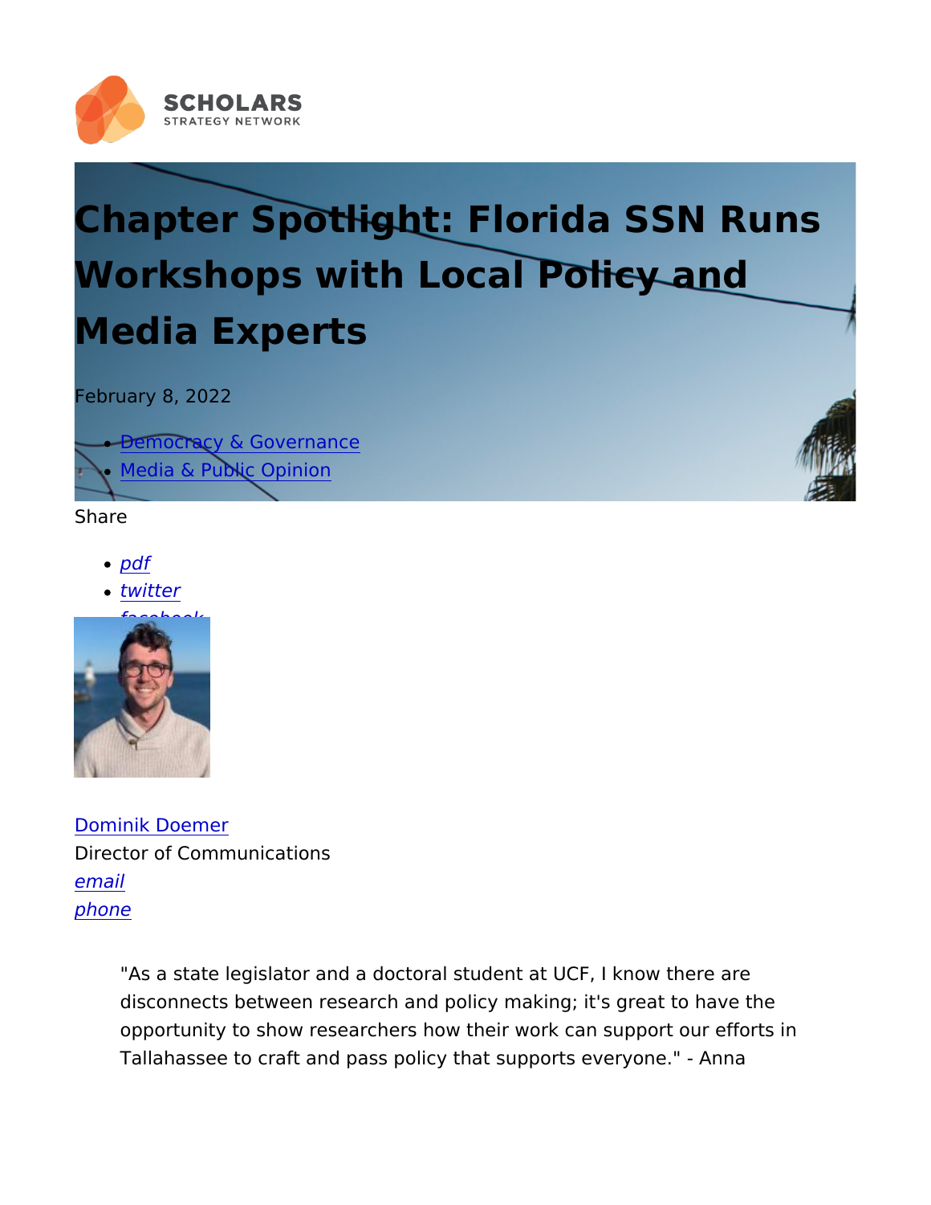# Chapter Spotlight: Florida SSN Runs Workshops with Local Policy and Media Experts

February 8, 2022

- Democracy & Governance
- Media & Public Opinion

Share

- *pdf*
- *twitter*
- *facebook*

Dominik Doemer
Director of Communications
*email*
*phone*

> "As a state legislator and a doctoral student at UCF, I know there are disconnects between research and policy making; it's great to have the opportunity to show researchers how their work can support our efforts in Tallahassee to craft and pass policy that supports everyone." - Anna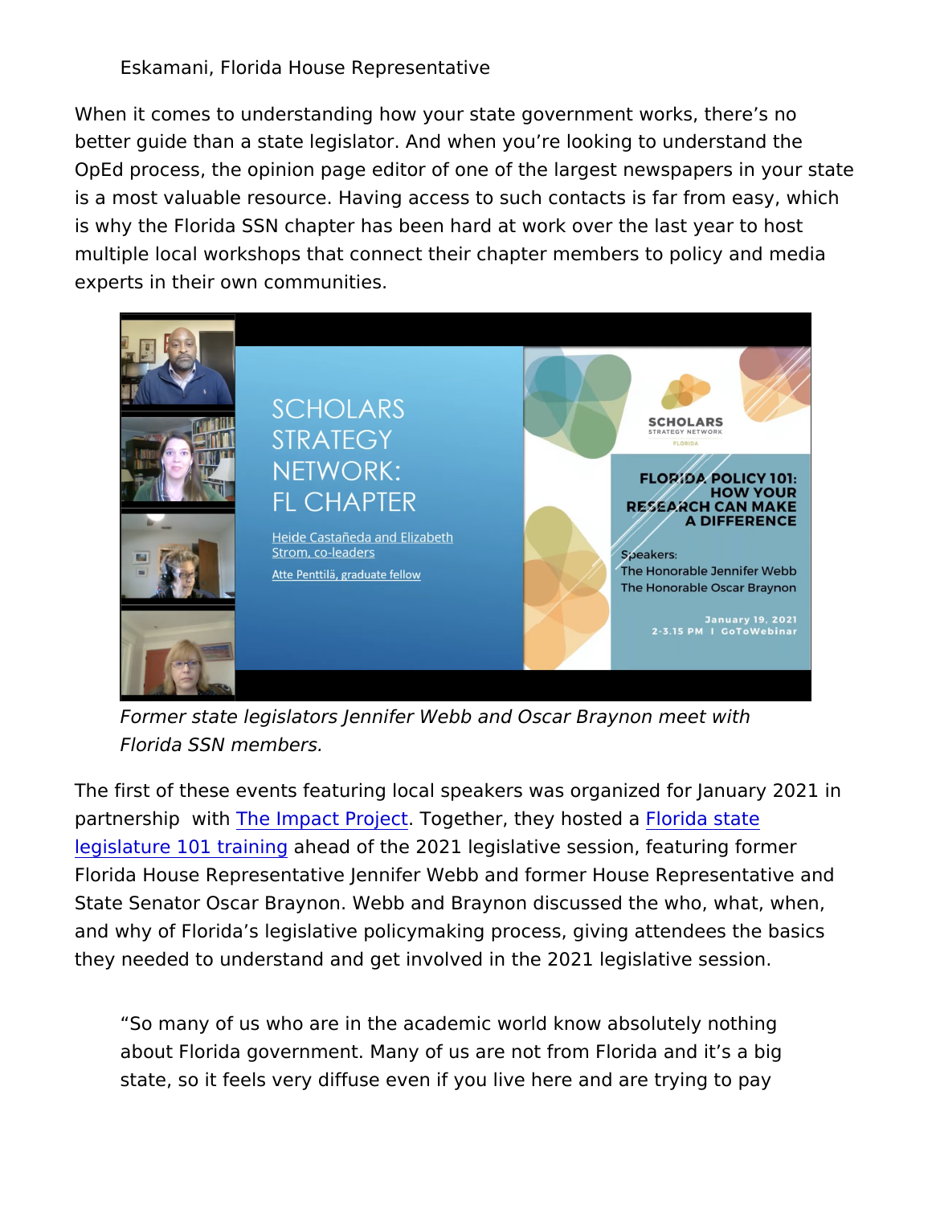Eskamani, Florida House Representative

When it comes to understanding how your state government works, there's no better guide than a state legislator. And when you're looking to understand the OpEd process, the opinion page editor of one of the largest newspapers in your state is a most valuable resource. Having access to such contacts is far from easy, which is why the Florida SSN chapter has been hard at work over the last year to host multiple local workshops that connect their chapter members to policy and media experts in their own communities.

*Former state legislators Jennifer Webb and Oscar Braynon meet with Florida SSN members.*

The first of these events featuring local speakers was organized for January 2021 in partnership with The Impact Project. Together, they hosted a Florida state legislature 101 training ahead of the 2021 legislative session, featuring former Florida House Representative Jennifer Webb and former House Representative and State Senator Oscar Braynon. Webb and Braynon discussed the who, what, when, and why of Florida's legislative policymaking process, giving attendees the basics they needed to understand and get involved in the 2021 legislative session.

> "So many of us who are in the academic world know absolutely nothing about Florida government. Many of us are not from Florida and it's a big state, so it feels very diffuse even if you live here and are trying to pay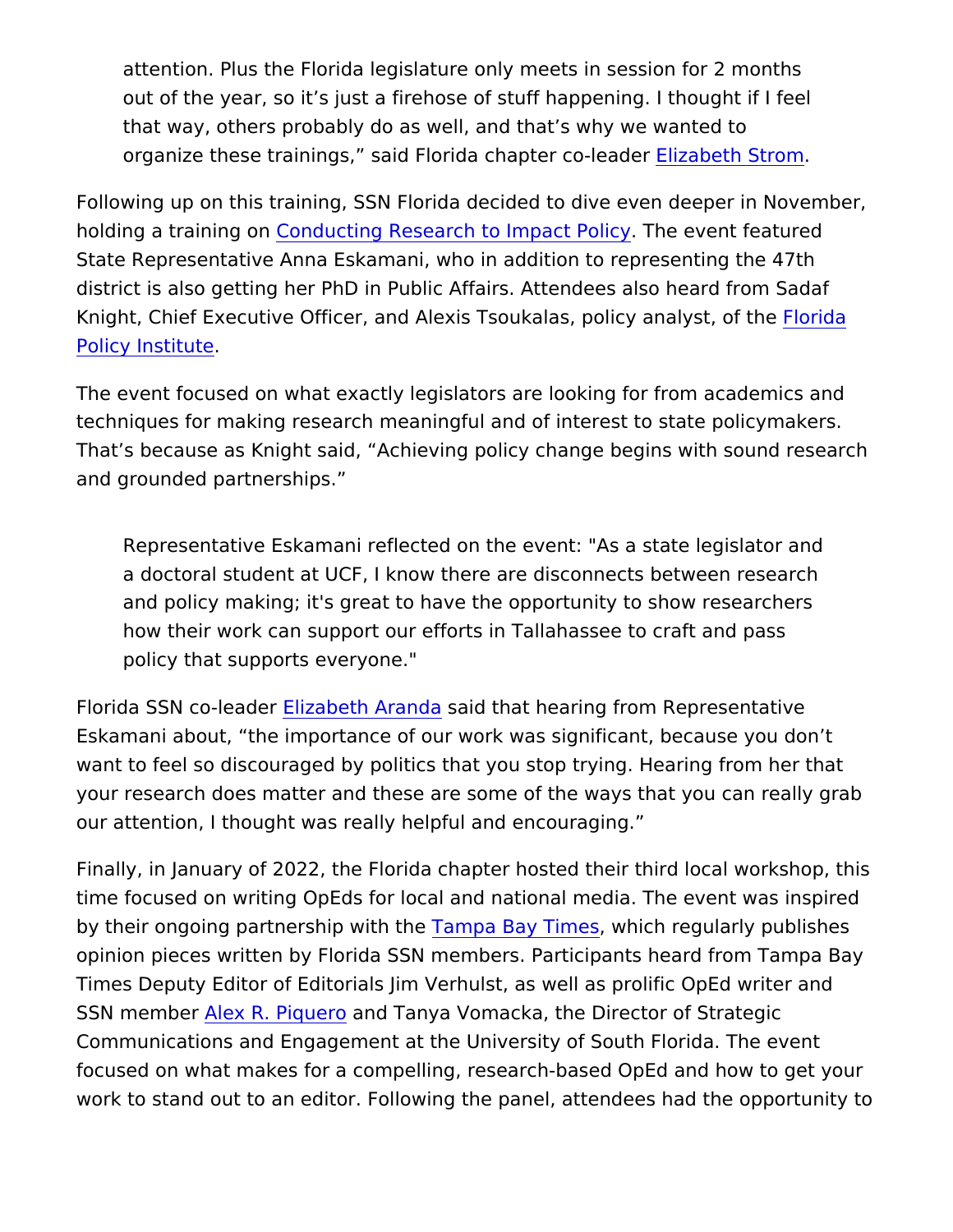attention. Plus the Florida legislature only meets in session for 2 months out of the year, so it's just a firehose of stuff happening. I thought if I feel that way, others probably do as well, and that's why we wanted to organize these trainings," said Florida chapter co-leader Elizabeth Strom.

Following up on this training, SSN Florida decided to dive even deeper in November, holding a training on Conducting Research to Impact Policy. The event featured State Representative Anna Eskamani, who in addition to representing the 47th district is also getting her PhD in Public Affairs. Attendees also heard from Sadaf Knight, Chief Executive Officer, and Alexis Tsoukalas, policy analyst, of the Florida Policy Institute.

The event focused on what exactly legislators are looking for from academics and techniques for making research meaningful and of interest to state policymakers. That's because as Knight said, "Achieving policy change begins with sound research and grounded partnerships."

> Representative Eskamani reflected on the event: "As a state legislator and a doctoral student at UCF, I know there are disconnects between research and policy making; it's great to have the opportunity to show researchers how their work can support our efforts in Tallahassee to craft and pass policy that supports everyone."

Florida SSN co-leader Elizabeth Aranda said that hearing from Representative Eskamani about, "the importance of our work was significant, because you don't want to feel so discouraged by politics that you stop trying. Hearing from her that your research does matter and these are some of the ways that you can really grab our attention, I thought was really helpful and encouraging."

Finally, in January of 2022, the Florida chapter hosted their third local workshop, this time focused on writing OpEds for local and national media. The event was inspired by their ongoing partnership with the Tampa Bay Times, which regularly publishes opinion pieces written by Florida SSN members. Participants heard from Tampa Bay Times Deputy Editor of Editorials Jim Verhulst, as well as prolific OpEd writer and SSN member Alex R. Piquero and Tanya Vomacka, the Director of Strategic Communications and Engagement at the University of South Florida. The event focused on what makes for a compelling, research-based OpEd and how to get your work to stand out to an editor. Following the panel, attendees had the opportunity to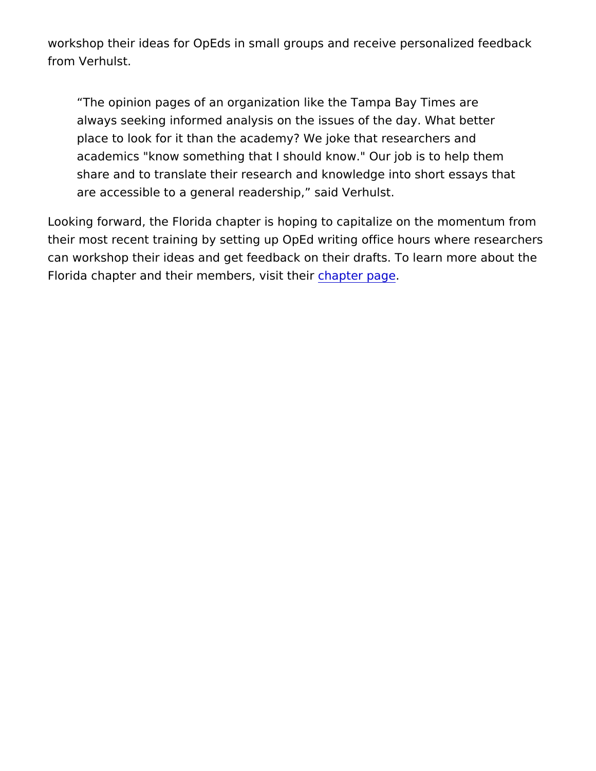workshop their ideas for OpEds in small groups and receive personalized feedback from Verhulst.

> “The opinion pages of an organization like the Tampa Bay Times are always seeking informed analysis on the issues of the day. What better place to look for it than the academy? We joke that researchers and academics "know something that I should know." Our job is to help them share and to translate their research and knowledge into short essays that are accessible to a general readership,” said Verhulst.

Looking forward, the Florida chapter is hoping to capitalize on the momentum from their most recent training by setting up OpEd writing office hours where researchers can workshop their ideas and get feedback on their drafts. To learn more about the Florida chapter and their members, visit their chapter page.